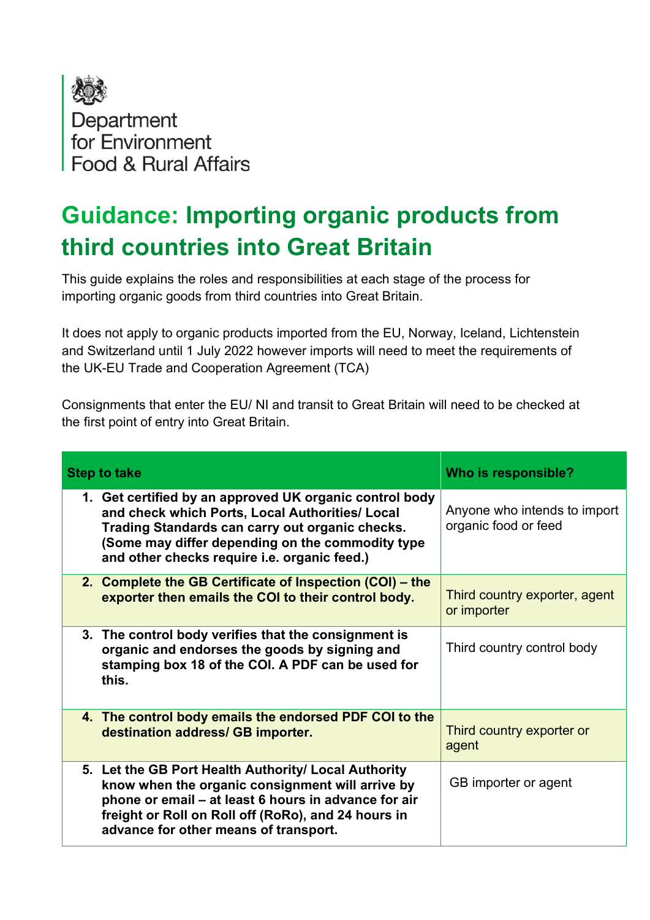Department for Environment Food & Rural Affairs

# Guidance: Importing organic products from third countries into Great Britain

This guide explains the roles and responsibilities at each stage of the process for importing organic goods from third countries into Great Britain.

It does not apply to organic products imported from the EU, Norway, Iceland, Lichtenstein and Switzerland until 1 July 2022 however imports will need to meet the requirements of the UK-EU Trade and Cooperation Agreement (TCA)

Consignments that enter the EU/ NI and transit to Great Britain will need to be checked at the first point of entry into Great Britain.

| Step to take | Who is responsible? |
|---|---|
| **1. Get certified by an approved UK organic control body and check which Ports, Local Authorities/ Local Trading Standards can carry out organic checks. (Some may differ depending on the commodity type and other checks require i.e. organic feed.)** | Anyone who intends to import organic food or feed |
| **2. Complete the GB Certificate of Inspection (COI) – the exporter then emails the COI to their control body.** | Third country exporter, agent or importer |
| **3. The control body verifies that the consignment is organic and endorses the goods by signing and stamping box 18 of the COI. A PDF can be used for this.** | Third country control body |
| **4. The control body emails the endorsed PDF COI to the destination address/ GB importer.** | Third country exporter or agent |
| **5. Let the GB Port Health Authority/ Local Authority know when the organic consignment will arrive by phone or email – at least 6 hours in advance for air freight or Roll on Roll off (RoRo), and 24 hours in advance for other means of transport.** | GB importer or agent |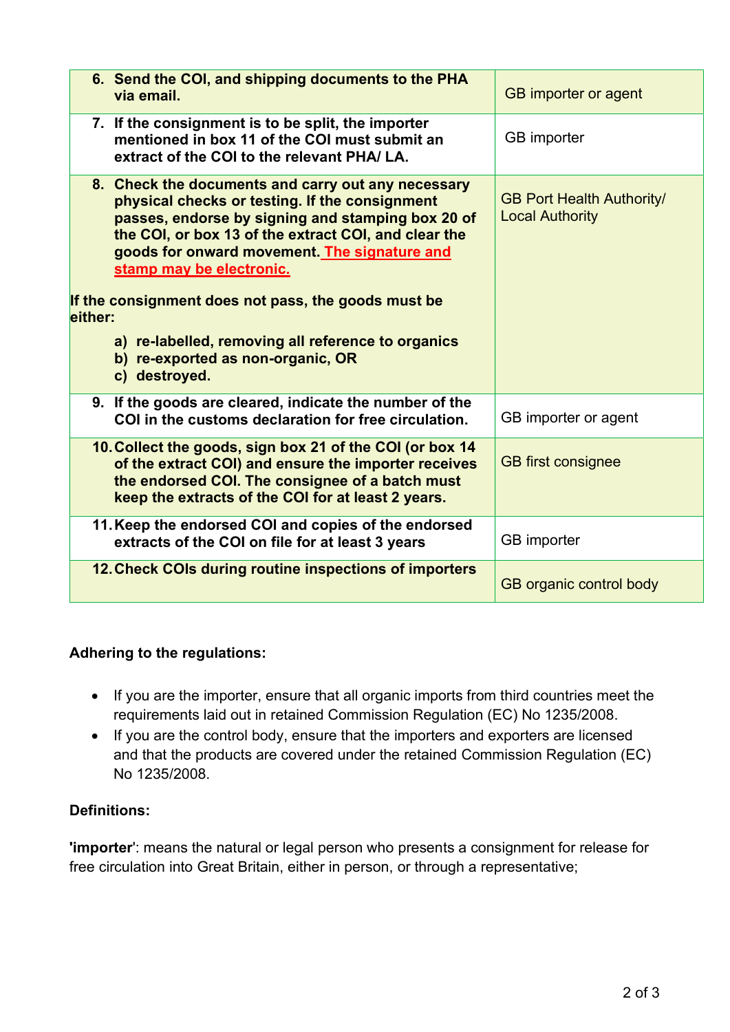| | |
|---|---|
| **6. Send the COI, and shipping documents to the PHA via email.** | GB importer or agent |
| **7. If the consignment is to be split, the importer mentioned in box 11 of the COI must submit an extract of the COI to the relevant PHA/ LA.** | GB importer |
| **8. Check the documents and carry out any necessary physical checks or testing. If the consignment passes, endorse by signing and stamping box 20 of the COI, or box 13 of the extract COI, and clear the goods for onward movement. The signature and stamp may be electronic.**<br><br>**If the consignment does not pass, the goods must be either:**<br>**a) re-labelled, removing all reference to organics**<br>**b) re-exported as non-organic, OR**<br>**c) destroyed.** | GB Port Health Authority/ Local Authority |
| **9. If the goods are cleared, indicate the number of the COI in the customs declaration for free circulation.** | GB importer or agent |
| **10. Collect the goods, sign box 21 of the COI (or box 14 of the extract COI) and ensure the importer receives the endorsed COI. The consignee of a batch must keep the extracts of the COI for at least 2 years.** | GB first consignee |
| **11. Keep the endorsed COI and copies of the endorsed extracts of the COI on file for at least 3 years** | GB importer |
| **12. Check COIs during routine inspections of importers** | GB organic control body |

**Adhering to the regulations:**

- If you are the importer, ensure that all organic imports from third countries meet the requirements laid out in retained Commission Regulation (EC) No 1235/2008.
- If you are the control body, ensure that the importers and exporters are licensed and that the products are covered under the retained Commission Regulation (EC) No 1235/2008.

**Definitions:**

**'importer'**: means the natural or legal person who presents a consignment for release for free circulation into Great Britain, either in person, or through a representative;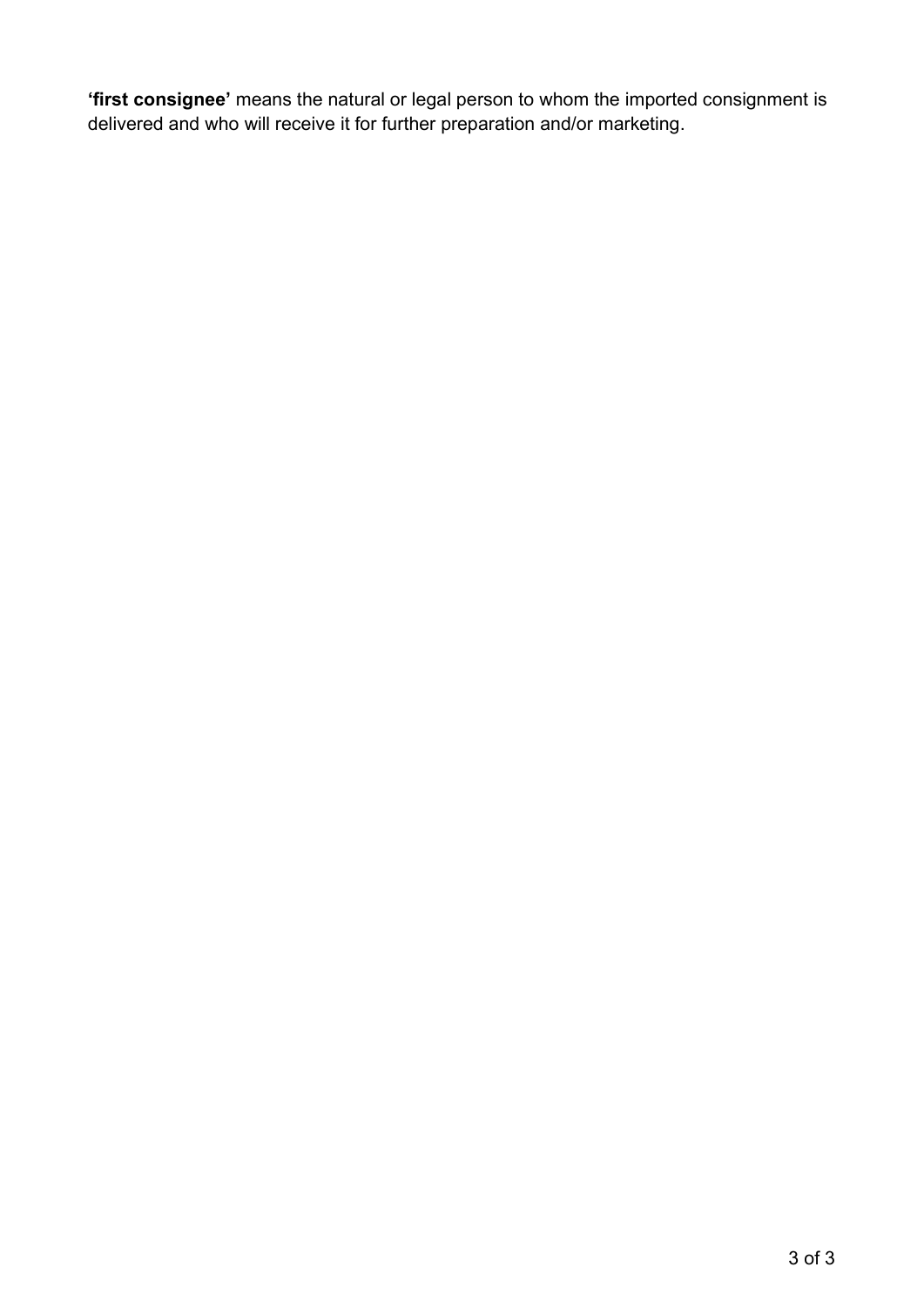**'first consignee'** means the natural or legal person to whom the imported consignment is delivered and who will receive it for further preparation and/or marketing.